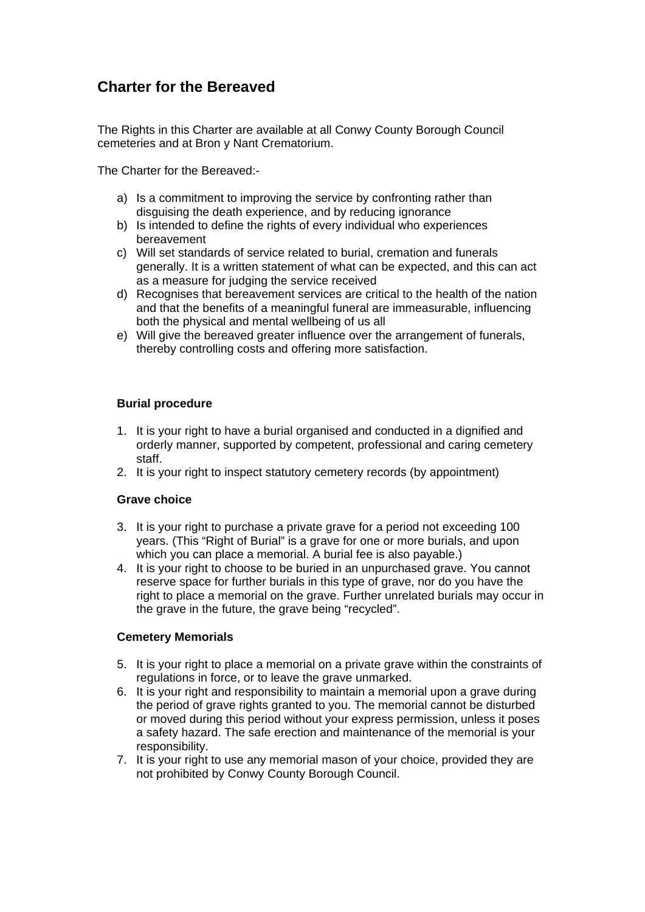## Charter for the Bereaved

The Rights in this Charter are available at all Conwy County Borough Council cemeteries and at Bron y Nant Crematorium.

The Charter for the Bereaved:-

a) Is a commitment to improving the service by confronting rather than disguising the death experience, and by reducing ignorance
b) Is intended to define the rights of every individual who experiences bereavement
c) Will set standards of service related to burial, cremation and funerals generally. It is a written statement of what can be expected, and this can act as a measure for judging the service received
d) Recognises that bereavement services are critical to the health of the nation and that the benefits of a meaningful funeral are immeasurable, influencing both the physical and mental wellbeing of us all
e) Will give the bereaved greater influence over the arrangement of funerals, thereby controlling costs and offering more satisfaction.

**Burial procedure**

1. It is your right to have a burial organised and conducted in a dignified and orderly manner, supported by competent, professional and caring cemetery staff.
2. It is your right to inspect statutory cemetery records (by appointment)

**Grave choice**

3. It is your right to purchase a private grave for a period not exceeding 100 years. (This "Right of Burial" is a grave for one or more burials, and upon which you can place a memorial. A burial fee is also payable.)
4. It is your right to choose to be buried in an unpurchased grave. You cannot reserve space for further burials in this type of grave, nor do you have the right to place a memorial on the grave. Further unrelated burials may occur in the grave in the future, the grave being "recycled".

**Cemetery Memorials**

5. It is your right to place a memorial on a private grave within the constraints of regulations in force, or to leave the grave unmarked.
6. It is your right and responsibility to maintain a memorial upon a grave during the period of grave rights granted to you. The memorial cannot be disturbed or moved during this period without your express permission, unless it poses a safety hazard. The safe erection and maintenance of the memorial is your responsibility.
7. It is your right to use any memorial mason of your choice, provided they are not prohibited by Conwy County Borough Council.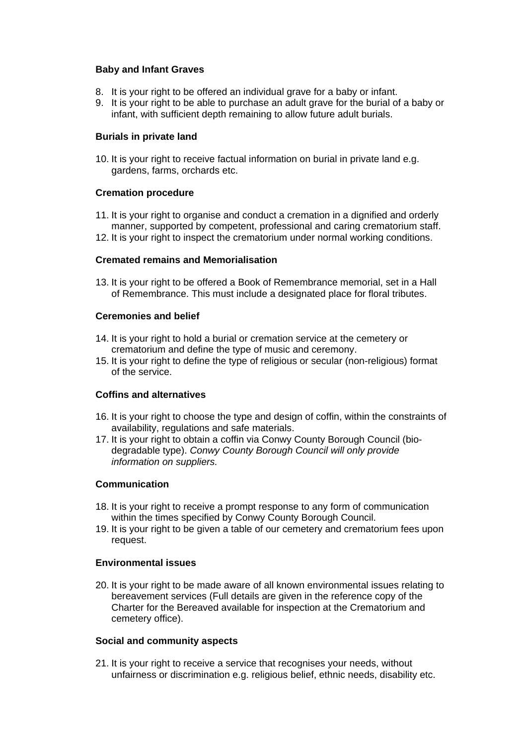**Baby and Infant Graves**

8. It is your right to be offered an individual grave for a baby or infant.
9. It is your right to be able to purchase an adult grave for the burial of a baby or infant, with sufficient depth remaining to allow future adult burials.

**Burials in private land**

10. It is your right to receive factual information on burial in private land e.g. gardens, farms, orchards etc.

**Cremation procedure**

11. It is your right to organise and conduct a cremation in a dignified and orderly manner, supported by competent, professional and caring crematorium staff.
12. It is your right to inspect the crematorium under normal working conditions.

**Cremated remains and Memorialisation**

13. It is your right to be offered a Book of Remembrance memorial, set in a Hall of Remembrance. This must include a designated place for floral tributes.

**Ceremonies and belief**

14. It is your right to hold a burial or cremation service at the cemetery or crematorium and define the type of music and ceremony.
15. It is your right to define the type of religious or secular (non-religious) format of the service.

**Coffins and alternatives**

16. It is your right to choose the type and design of coffin, within the constraints of availability, regulations and safe materials.
17. It is your right to obtain a coffin via Conwy County Borough Council (bio-degradable type). *Conwy County Borough Council will only provide information on suppliers.*

**Communication**

18. It is your right to receive a prompt response to any form of communication within the times specified by Conwy County Borough Council.
19. It is your right to be given a table of our cemetery and crematorium fees upon request.

**Environmental issues**

20. It is your right to be made aware of all known environmental issues relating to bereavement services (Full details are given in the reference copy of the Charter for the Bereaved available for inspection at the Crematorium and cemetery office).

**Social and community aspects**

21. It is your right to receive a service that recognises your needs, without unfairness or discrimination e.g. religious belief, ethnic needs, disability etc.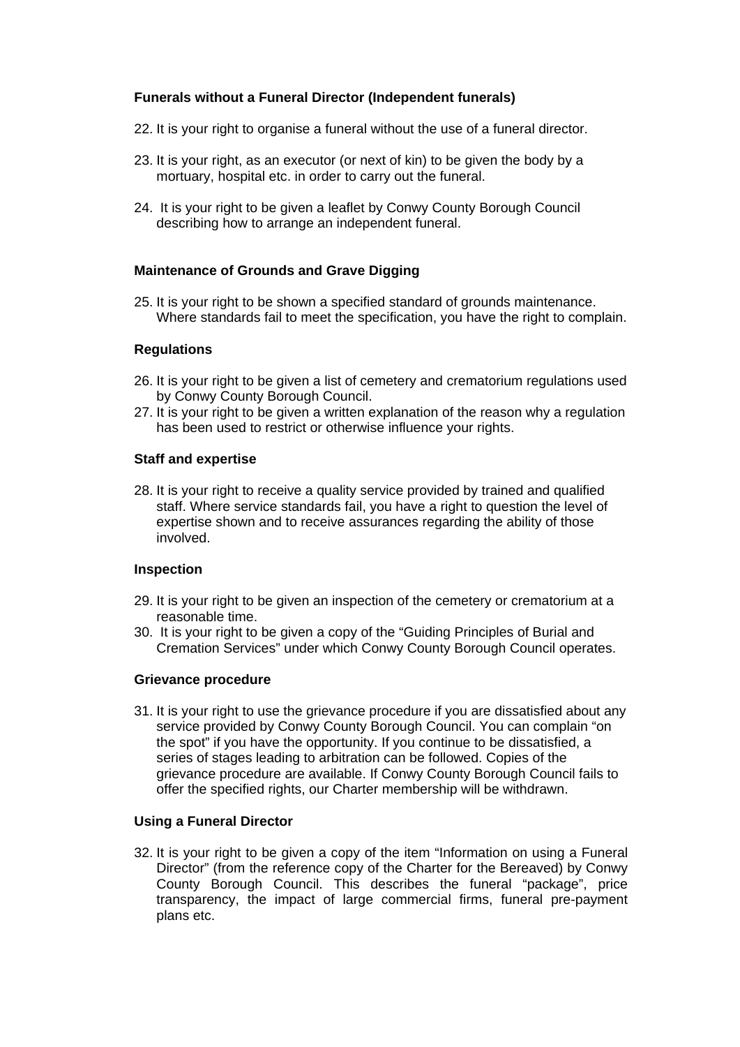**Funerals without a Funeral Director (Independent funerals)**

22. It is your right to organise a funeral without the use of a funeral director.

23. It is your right, as an executor (or next of kin) to be given the body by a mortuary, hospital etc. in order to carry out the funeral.

24. It is your right to be given a leaflet by Conwy County Borough Council describing how to arrange an independent funeral.

**Maintenance of Grounds and Grave Digging**

25. It is your right to be shown a specified standard of grounds maintenance. Where standards fail to meet the specification, you have the right to complain.

**Regulations**

26. It is your right to be given a list of cemetery and crematorium regulations used by Conwy County Borough Council.
27. It is your right to be given a written explanation of the reason why a regulation has been used to restrict or otherwise influence your rights.

**Staff and expertise**

28. It is your right to receive a quality service provided by trained and qualified staff. Where service standards fail, you have a right to question the level of expertise shown and to receive assurances regarding the ability of those involved.

**Inspection**

29. It is your right to be given an inspection of the cemetery or crematorium at a reasonable time.
30. It is your right to be given a copy of the "Guiding Principles of Burial and Cremation Services" under which Conwy County Borough Council operates.

**Grievance procedure**

31. It is your right to use the grievance procedure if you are dissatisfied about any service provided by Conwy County Borough Council. You can complain "on the spot" if you have the opportunity. If you continue to be dissatisfied, a series of stages leading to arbitration can be followed. Copies of the grievance procedure are available. If Conwy County Borough Council fails to offer the specified rights, our Charter membership will be withdrawn.

**Using a Funeral Director**

32. It is your right to be given a copy of the item "Information on using a Funeral Director" (from the reference copy of the Charter for the Bereaved) by Conwy County Borough Council. This describes the funeral "package", price transparency, the impact of large commercial firms, funeral pre-payment plans etc.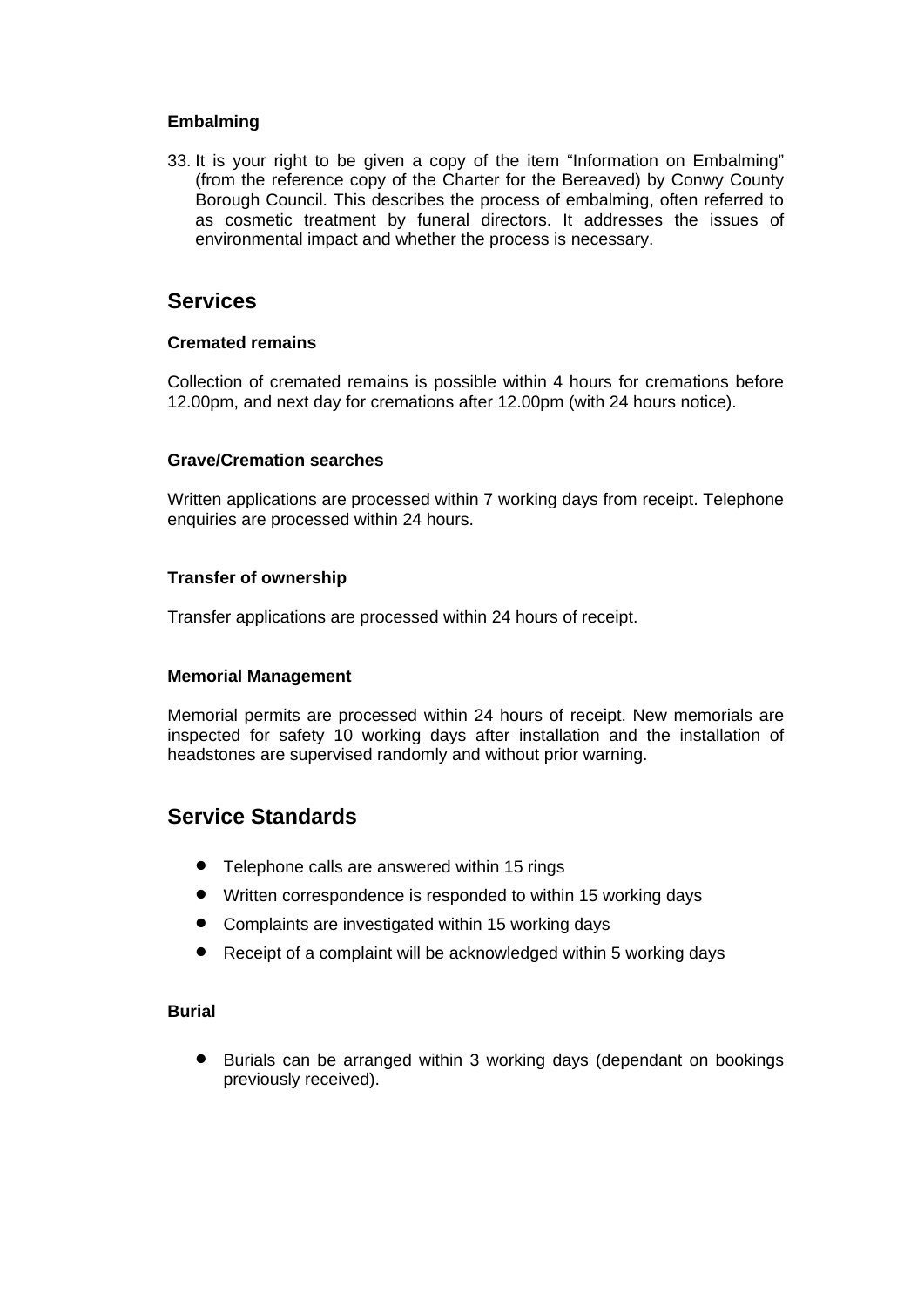### Embalming

33. It is your right to be given a copy of the item "Information on Embalming" (from the reference copy of the Charter for the Bereaved) by Conwy County Borough Council. This describes the process of embalming, often referred to as cosmetic treatment by funeral directors. It addresses the issues of environmental impact and whether the process is necessary.

## Services

### Cremated remains

Collection of cremated remains is possible within 4 hours for cremations before 12.00pm, and next day for cremations after 12.00pm (with 24 hours notice).

### Grave/Cremation searches

Written applications are processed within 7 working days from receipt. Telephone enquiries are processed within 24 hours.

### Transfer of ownership

Transfer applications are processed within 24 hours of receipt.

### Memorial Management

Memorial permits are processed within 24 hours of receipt. New memorials are inspected for safety 10 working days after installation and the installation of headstones are supervised randomly and without prior warning.

## Service Standards

- Telephone calls are answered within 15 rings
- Written correspondence is responded to within 15 working days
- Complaints are investigated within 15 working days
- Receipt of a complaint will be acknowledged within 5 working days

### Burial

- Burials can be arranged within 3 working days (dependant on bookings previously received).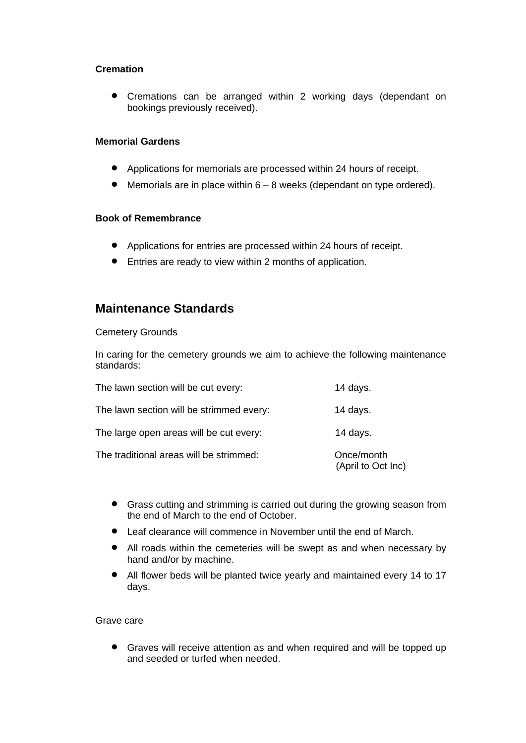**Cremation**

- Cremations can be arranged within 2 working days (dependant on bookings previously received).

**Memorial Gardens**

- Applications for memorials are processed within 24 hours of receipt.
- Memorials are in place within 6 – 8 weeks (dependant on type ordered).

**Book of Remembrance**

- Applications for entries are processed within 24 hours of receipt.
- Entries are ready to view within 2 months of application.

## Maintenance Standards

Cemetery Grounds

In caring for the cemetery grounds we aim to achieve the following maintenance standards:

| | |
|---|---|
| The lawn section will be cut every: | 14 days. |
| The lawn section will be strimmed every: | 14 days. |
| The large open areas will be cut every: | 14 days. |
| The traditional areas will be strimmed: | Once/month (April to Oct Inc) |

- Grass cutting and strimming is carried out during the growing season from the end of March to the end of October.
- Leaf clearance will commence in November until the end of March.
- All roads within the cemeteries will be swept as and when necessary by hand and/or by machine.
- All flower beds will be planted twice yearly and maintained every 14 to 17 days.

Grave care

- Graves will receive attention as and when required and will be topped up and seeded or turfed when needed.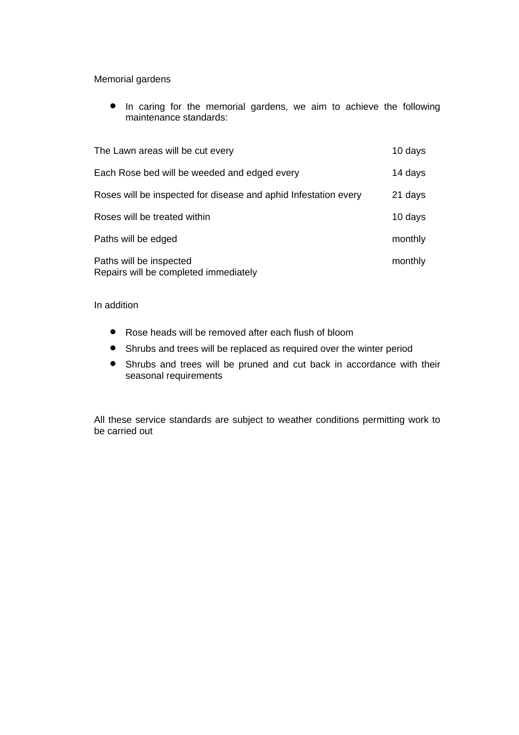Memorial gardens

- In caring for the memorial gardens, we aim to achieve the following maintenance standards:

| | |
|---|---|
| The Lawn areas will be cut every | 10 days |
| Each Rose bed will be weeded and edged every | 14 days |
| Roses will be inspected for disease and aphid Infestation every | 21 days |
| Roses will be treated within | 10 days |
| Paths will be edged | monthly |
| Paths will be inspected<br>Repairs will be completed immediately | monthly |

In addition

- Rose heads will be removed after each flush of bloom
- Shrubs and trees will be replaced as required over the winter period
- Shrubs and trees will be pruned and cut back in accordance with their seasonal requirements

All these service standards are subject to weather conditions permitting work to be carried out